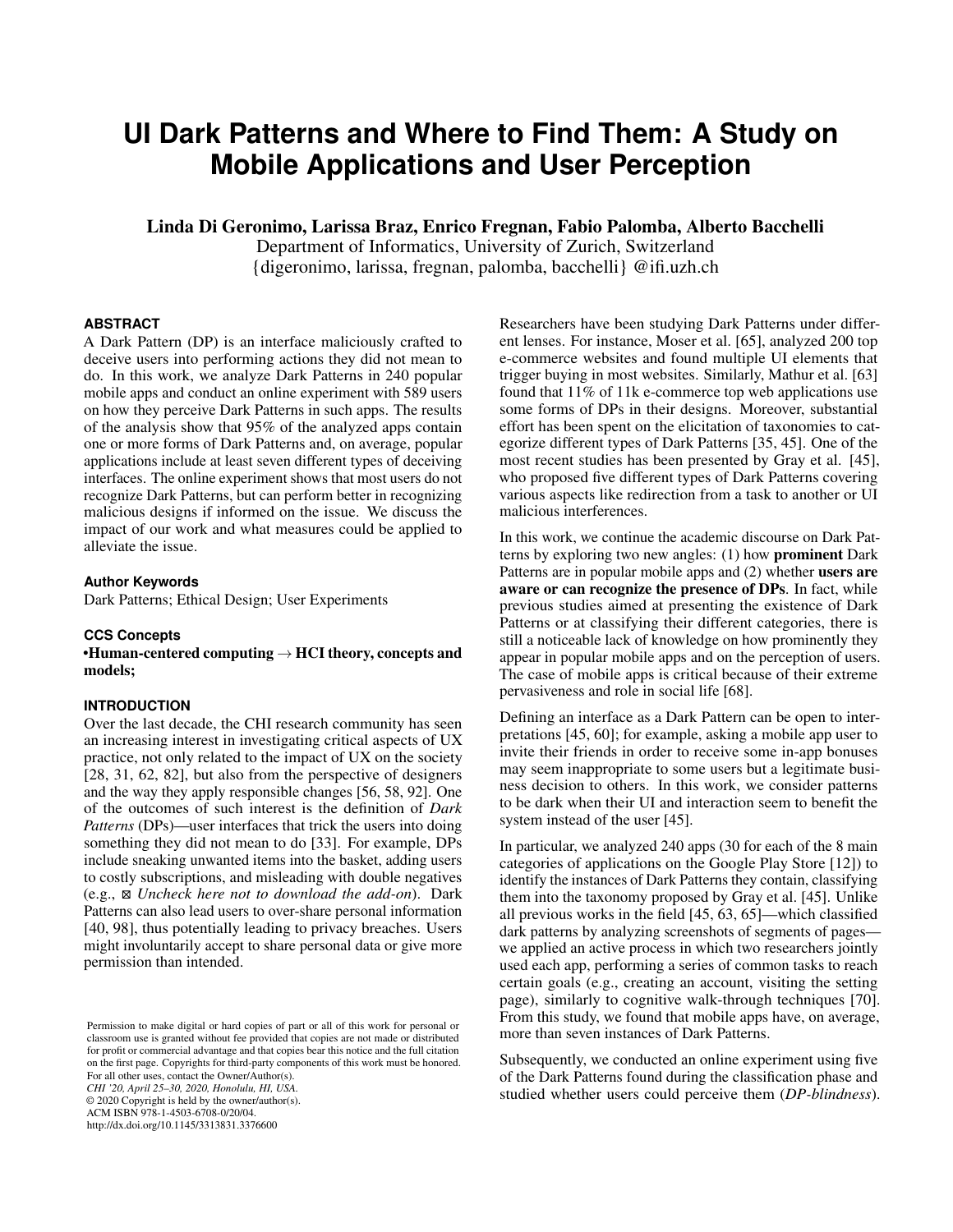# UI Dark Patterns and Where to Find Them: A Study on Mobile Applications and User Perception

**Linda Di Geronimo, Larissa Braz, Enrico Fregnan, Fabio Palomba, Alberto Bacchelli**
Department of Informatics, University of Zurich, Switzerland
{digeronimo, larissa, fregnan, palomba, bacchelli} @ifi.uzh.ch

## ABSTRACT

A Dark Pattern (DP) is an interface maliciously crafted to deceive users into performing actions they did not mean to do. In this work, we analyze Dark Patterns in 240 popular mobile apps and conduct an online experiment with 589 users on how they perceive Dark Patterns in such apps. The results of the analysis show that 95% of the analyzed apps contain one or more forms of Dark Patterns and, on average, popular applications include at least seven different types of deceiving interfaces. The online experiment shows that most users do not recognize Dark Patterns, but can perform better in recognizing malicious designs if informed on the issue. We discuss the impact of our work and what measures could be applied to alleviate the issue.

### Author Keywords

Dark Patterns; Ethical Design; User Experiments

### CCS Concepts

•**Human-centered computing** → **HCI theory, concepts and models;**

## INTRODUCTION

Over the last decade, the CHI research community has seen an increasing interest in investigating critical aspects of UX practice, not only related to the impact of UX on the society [28, 31, 62, 82], but also from the perspective of designers and the way they apply responsible changes [56, 58, 92]. One of the outcomes of such interest is the definition of *Dark Patterns* (DPs)—user interfaces that trick the users into doing something they did not mean to do [33]. For example, DPs include sneaking unwanted items into the basket, adding users to costly subscriptions, and misleading with double negatives (e.g., ⊠ *Uncheck here not to download the add-on*). Dark Patterns can also lead users to over-share personal information [40, 98], thus potentially leading to privacy breaches. Users might involuntarily accept to share personal data or give more permission than intended.

Permission to make digital or hard copies of part or all of this work for personal or classroom use is granted without fee provided that copies are not made or distributed for profit or commercial advantage and that copies bear this notice and the full citation on the first page. Copyrights for third-party components of this work must be honored. For all other uses, contact the Owner/Author(s).
*CHI '20, April 25–30, 2020, Honolulu, HI, USA.*
© 2020 Copyright is held by the owner/author(s).
ACM ISBN 978-1-4503-6708-0/20/04.
http://dx.doi.org/10.1145/3313831.3376600

Researchers have been studying Dark Patterns under different lenses. For instance, Moser et al. [65], analyzed 200 top e-commerce websites and found multiple UI elements that trigger buying in most websites. Similarly, Mathur et al. [63] found that 11% of 11k e-commerce top web applications use some forms of DPs in their designs. Moreover, substantial effort has been spent on the elicitation of taxonomies to categorize different types of Dark Patterns [35, 45]. One of the most recent studies has been presented by Gray et al. [45], who proposed five different types of Dark Patterns covering various aspects like redirection from a task to another or UI malicious interferences.

In this work, we continue the academic discourse on Dark Patterns by exploring two new angles: (1) how **prominent** Dark Patterns are in popular mobile apps and (2) whether **users are aware or can recognize the presence of DPs**. In fact, while previous studies aimed at presenting the existence of Dark Patterns or at classifying their different categories, there is still a noticeable lack of knowledge on how prominently they appear in popular mobile apps and on the perception of users. The case of mobile apps is critical because of their extreme pervasiveness and role in social life [68].

Defining an interface as a Dark Pattern can be open to interpretations [45, 60]; for example, asking a mobile app user to invite their friends in order to receive some in-app bonuses may seem inappropriate to some users but a legitimate business decision to others. In this work, we consider patterns to be dark when their UI and interaction seem to benefit the system instead of the user [45].

In particular, we analyzed 240 apps (30 for each of the 8 main categories of applications on the Google Play Store [12]) to identify the instances of Dark Patterns they contain, classifying them into the taxonomy proposed by Gray et al. [45]. Unlike all previous works in the field [45, 63, 65]—which classified dark patterns by analyzing screenshots of segments of pages—we applied an active process in which two researchers jointly used each app, performing a series of common tasks to reach certain goals (e.g., creating an account, visiting the setting page), similarly to cognitive walk-through techniques [70]. From this study, we found that mobile apps have, on average, more than seven instances of Dark Patterns.

Subsequently, we conducted an online experiment using five of the Dark Patterns found during the classification phase and studied whether users could perceive them (*DP-blindness*).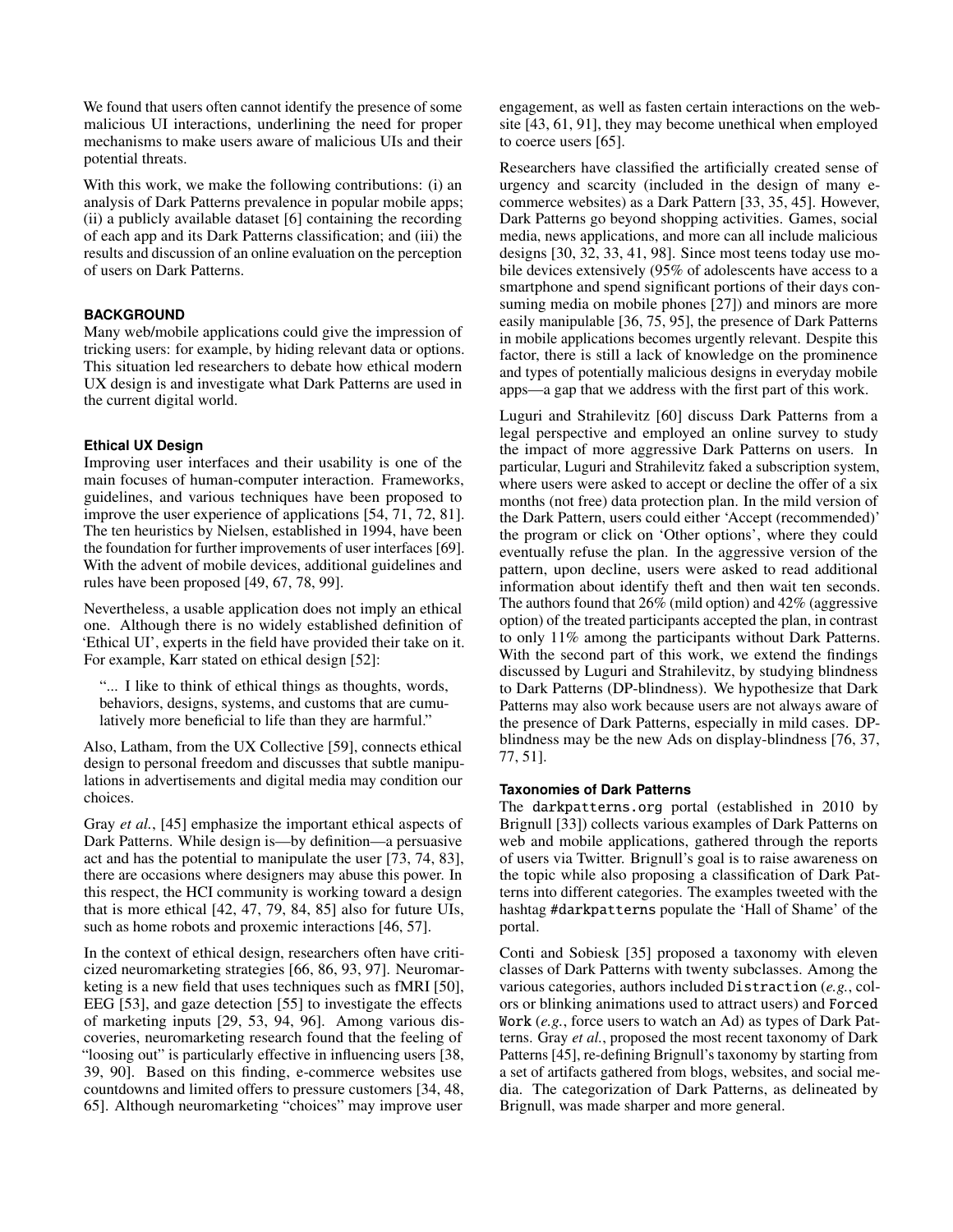We found that users often cannot identify the presence of some malicious UI interactions, underlining the need for proper mechanisms to make users aware of malicious UIs and their potential threats.

With this work, we make the following contributions: (i) an analysis of Dark Patterns prevalence in popular mobile apps; (ii) a publicly available dataset [6] containing the recording of each app and its Dark Patterns classification; and (iii) the results and discussion of an online evaluation on the perception of users on Dark Patterns.

## BACKGROUND

Many web/mobile applications could give the impression of tricking users: for example, by hiding relevant data or options. This situation led researchers to debate how ethical modern UX design is and investigate what Dark Patterns are used in the current digital world.

### Ethical UX Design

Improving user interfaces and their usability is one of the main focuses of human-computer interaction. Frameworks, guidelines, and various techniques have been proposed to improve the user experience of applications [54, 71, 72, 81]. The ten heuristics by Nielsen, established in 1994, have been the foundation for further improvements of user interfaces [69]. With the advent of mobile devices, additional guidelines and rules have been proposed [49, 67, 78, 99].

Nevertheless, a usable application does not imply an ethical one. Although there is no widely established definition of 'Ethical UI', experts in the field have provided their take on it. For example, Karr stated on ethical design [52]:

> "... I like to think of ethical things as thoughts, words, behaviors, designs, systems, and customs that are cumulatively more beneficial to life than they are harmful."

Also, Latham, from the UX Collective [59], connects ethical design to personal freedom and discusses that subtle manipulations in advertisements and digital media may condition our choices.

Gray *et al.*, [45] emphasize the important ethical aspects of Dark Patterns. While design is—by definition—a persuasive act and has the potential to manipulate the user [73, 74, 83], there are occasions where designers may abuse this power. In this respect, the HCI community is working toward a design that is more ethical [42, 47, 79, 84, 85] also for future UIs, such as home robots and proxemic interactions [46, 57].

In the context of ethical design, researchers often have criticized neuromarketing strategies [66, 86, 93, 97]. Neuromarketing is a new field that uses techniques such as fMRI [50], EEG [53], and gaze detection [55] to investigate the effects of marketing inputs [29, 53, 94, 96]. Among various discoveries, neuromarketing research found that the feeling of "loosing out" is particularly effective in influencing users [38, 39, 90]. Based on this finding, e-commerce websites use countdowns and limited offers to pressure customers [34, 48, 65]. Although neuromarketing "choices" may improve user engagement, as well as fasten certain interactions on the website [43, 61, 91], they may become unethical when employed to coerce users [65].

Researchers have classified the artificially created sense of urgency and scarcity (included in the design of many e-commerce websites) as a Dark Pattern [33, 35, 45]. However, Dark Patterns go beyond shopping activities. Games, social media, news applications, and more can all include malicious designs [30, 32, 33, 41, 98]. Since most teens today use mobile devices extensively (95% of adolescents have access to a smartphone and spend significant portions of their days consuming media on mobile phones [27]) and minors are more easily manipulable [36, 75, 95], the presence of Dark Patterns in mobile applications becomes urgently relevant. Despite this factor, there is still a lack of knowledge on the prominence and types of potentially malicious designs in everyday mobile apps—a gap that we address with the first part of this work.

Luguri and Strahilevitz [60] discuss Dark Patterns from a legal perspective and employed an online survey to study the impact of more aggressive Dark Patterns on users. In particular, Luguri and Strahilevitz faked a subscription system, where users were asked to accept or decline the offer of a six months (not free) data protection plan. In the mild version of the Dark Pattern, users could either 'Accept (recommended)' the program or click on 'Other options', where they could eventually refuse the plan. In the aggressive version of the pattern, upon decline, users were asked to read additional information about identify theft and then wait ten seconds. The authors found that 26% (mild option) and 42% (aggressive option) of the treated participants accepted the plan, in contrast to only 11% among the participants without Dark Patterns. With the second part of this work, we extend the findings discussed by Luguri and Strahilevitz, by studying blindness to Dark Patterns (DP-blindness). We hypothesize that Dark Patterns may also work because users are not always aware of the presence of Dark Patterns, especially in mild cases. DP-blindness may be the new Ads on display-blindness [76, 37, 77, 51].

### Taxonomies of Dark Patterns

The `darkpatterns.org` portal (established in 2010 by Brignull [33]) collects various examples of Dark Patterns on web and mobile applications, gathered through the reports of users via Twitter. Brignull's goal is to raise awareness on the topic while also proposing a classification of Dark Patterns into different categories. The examples tweeted with the hashtag `#darkpatterns` populate the 'Hall of Shame' of the portal.

Conti and Sobiesk [35] proposed a taxonomy with eleven classes of Dark Patterns with twenty subclasses. Among the various categories, authors included `Distraction` (*e.g.*, colors or blinking animations used to attract users) and `Forced Work` (*e.g.*, force users to watch an Ad) as types of Dark Patterns. Gray *et al.*, proposed the most recent taxonomy of Dark Patterns [45], re-defining Brignull's taxonomy by starting from a set of artifacts gathered from blogs, websites, and social media. The categorization of Dark Patterns, as delineated by Brignull, was made sharper and more general.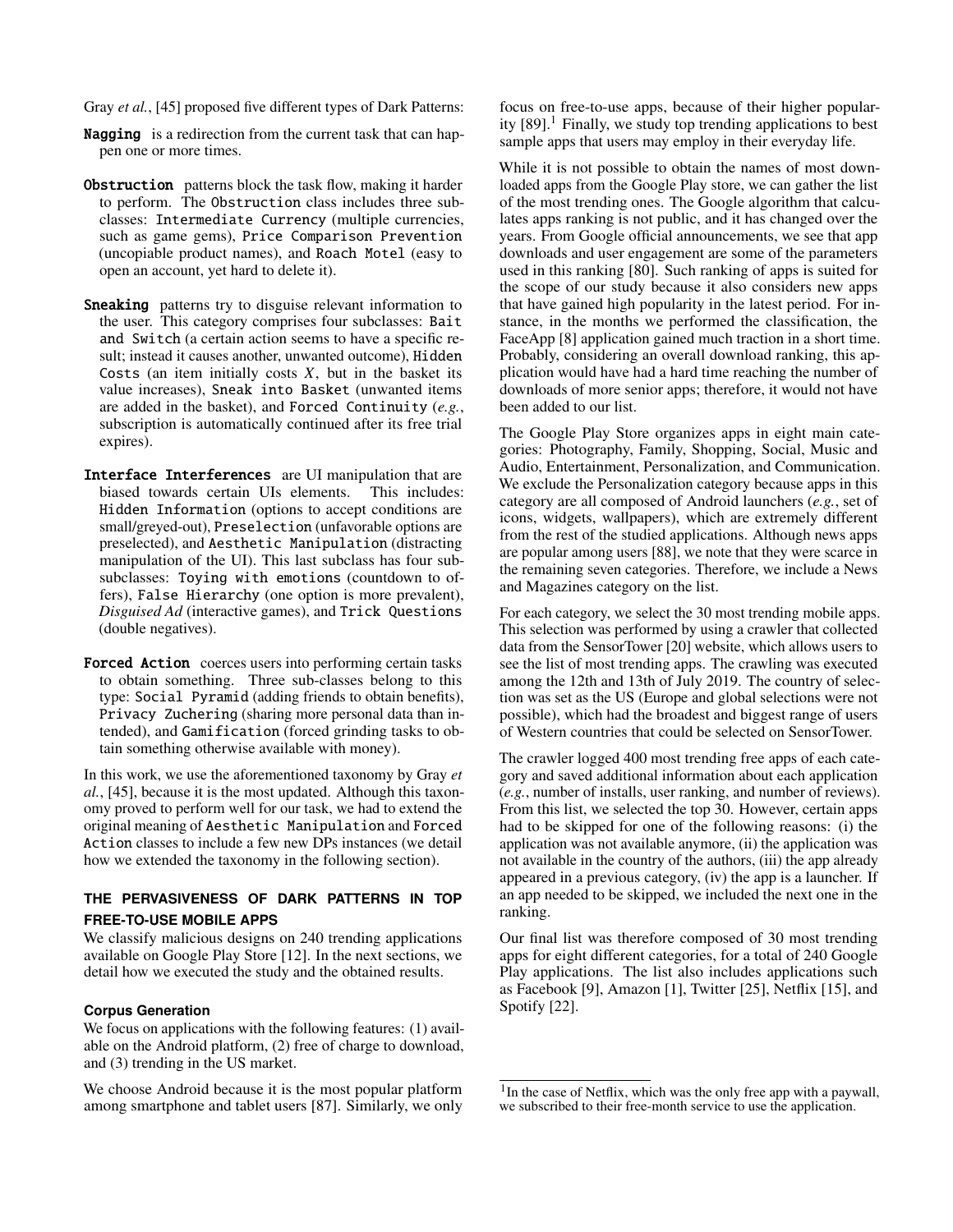Gray *et al.*, [45] proposed five different types of Dark Patterns:

**Nagging** is a redirection from the current task that can happen one or more times.

**Obstruction** patterns block the task flow, making it harder to perform. The Obstruction class includes three subclasses: Intermediate Currency (multiple currencies, such as game gems), Price Comparison Prevention (uncopiable product names), and Roach Motel (easy to open an account, yet hard to delete it).

**Sneaking** patterns try to disguise relevant information to the user. This category comprises four subclasses: Bait and Switch (a certain action seems to have a specific result; instead it causes another, unwanted outcome), Hidden Costs (an item initially costs $X$, but in the basket its value increases), Sneak into Basket (unwanted items are added in the basket), and Forced Continuity (*e.g.*, subscription is automatically continued after its free trial expires).

**Interface Interferences** are UI manipulation that are biased towards certain UIs elements. This includes: Hidden Information (options to accept conditions are small/greyed-out), Preselection (unfavorable options are preselected), and Aesthetic Manipulation (distracting manipulation of the UI). This last subclass has four subsubclasses: Toying with emotions (countdown to offers), False Hierarchy (one option is more prevalent), *Disguised Ad* (interactive games), and Trick Questions (double negatives).

**Forced Action** coerces users into performing certain tasks to obtain something. Three sub-classes belong to this type: Social Pyramid (adding friends to obtain benefits), Privacy Zuchering (sharing more personal data than intended), and Gamification (forced grinding tasks to obtain something otherwise available with money).

In this work, we use the aforementioned taxonomy by Gray *et al.*, [45], because it is the most updated. Although this taxonomy proved to perform well for our task, we had to extend the original meaning of Aesthetic Manipulation and Forced Action classes to include a few new DPs instances (we detail how we extended the taxonomy in the following section).

## THE PERVASIVENESS OF DARK PATTERNS IN TOP FREE-TO-USE MOBILE APPS

We classify malicious designs on 240 trending applications available on Google Play Store [12]. In the next sections, we detail how we executed the study and the obtained results.

### Corpus Generation

We focus on applications with the following features: (1) available on the Android platform, (2) free of charge to download, and (3) trending in the US market.

We choose Android because it is the most popular platform among smartphone and tablet users [87]. Similarly, we only focus on free-to-use apps, because of their higher popularity [89].[1] Finally, we study top trending applications to best sample apps that users may employ in their everyday life.

While it is not possible to obtain the names of most downloaded apps from the Google Play store, we can gather the list of the most trending ones. The Google algorithm that calculates apps ranking is not public, and it has changed over the years. From Google official announcements, we see that app downloads and user engagement are some of the parameters used in this ranking [80]. Such ranking of apps is suited for the scope of our study because it also considers new apps that have gained high popularity in the latest period. For instance, in the months we performed the classification, the FaceApp [8] application gained much traction in a short time. Probably, considering an overall download ranking, this application would have had a hard time reaching the number of downloads of more senior apps; therefore, it would not have been added to our list.

The Google Play Store organizes apps in eight main categories: Photography, Family, Shopping, Social, Music and Audio, Entertainment, Personalization, and Communication. We exclude the Personalization category because apps in this category are all composed of Android launchers (*e.g.*, set of icons, widgets, wallpapers), which are extremely different from the rest of the studied applications. Although news apps are popular among users [88], we note that they were scarce in the remaining seven categories. Therefore, we include a News and Magazines category on the list.

For each category, we select the 30 most trending mobile apps. This selection was performed by using a crawler that collected data from the SensorTower [20] website, which allows users to see the list of most trending apps. The crawling was executed among the 12th and 13th of July 2019. The country of selection was set as the US (Europe and global selections were not possible), which had the broadest and biggest range of users of Western countries that could be selected on SensorTower.

The crawler logged 400 most trending free apps of each category and saved additional information about each application (*e.g.*, number of installs, user ranking, and number of reviews). From this list, we selected the top 30. However, certain apps had to be skipped for one of the following reasons: (i) the application was not available anymore, (ii) the application was not available in the country of the authors, (iii) the app already appeared in a previous category, (iv) the app is a launcher. If an app needed to be skipped, we included the next one in the ranking.

Our final list was therefore composed of 30 most trending apps for eight different categories, for a total of 240 Google Play applications. The list also includes applications such as Facebook [9], Amazon [1], Twitter [25], Netflix [15], and Spotify [22].

[1] In the case of Netflix, which was the only free app with a paywall, we subscribed to their free-month service to use the application.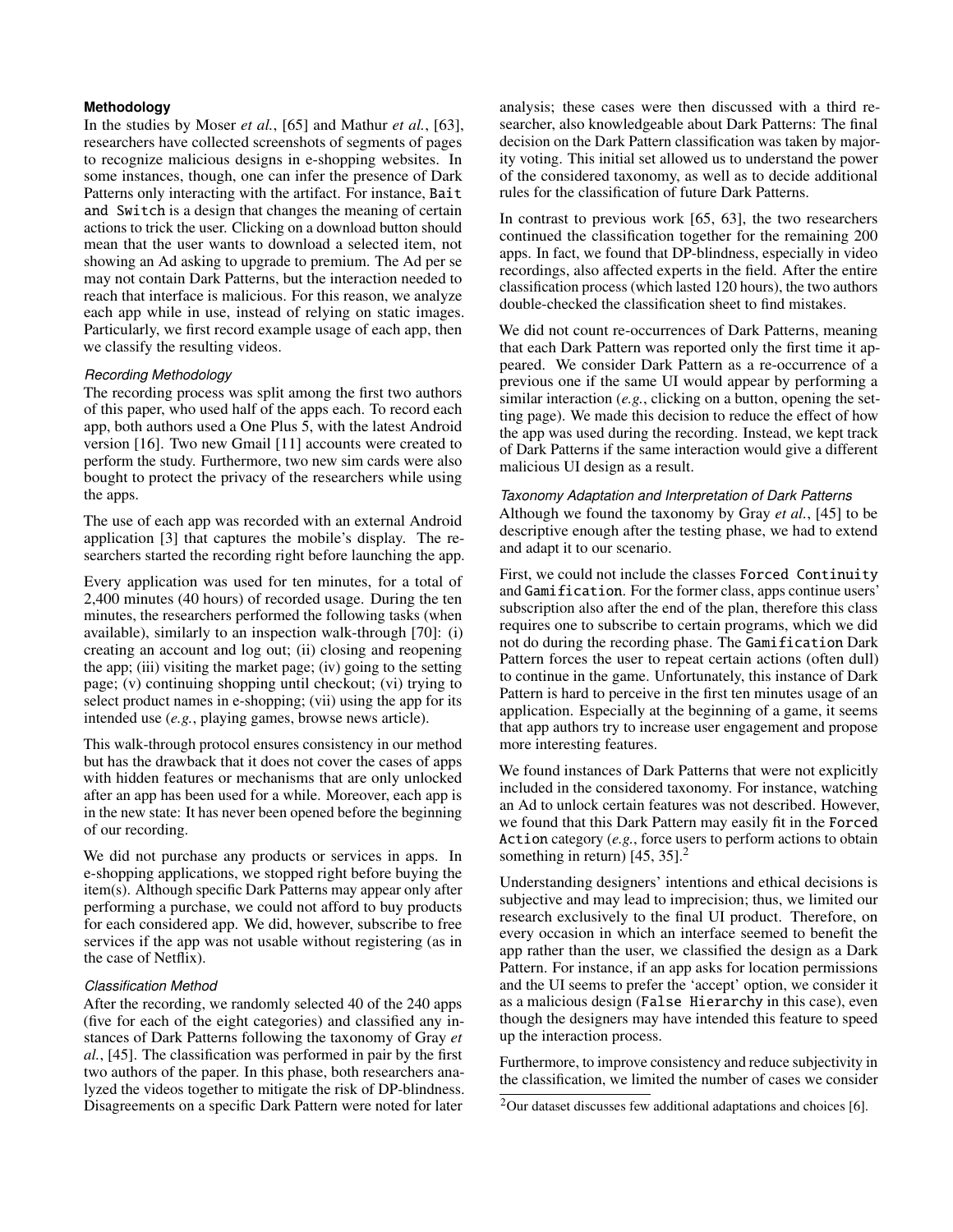### Methodology

In the studies by Moser *et al.*, [65] and Mathur *et al.*, [63], researchers have collected screenshots of segments of pages to recognize malicious designs in e-shopping websites. In some instances, though, one can infer the presence of Dark Patterns only interacting with the artifact. For instance, `Bait and Switch` is a design that changes the meaning of certain actions to trick the user. Clicking on a download button should mean that the user wants to download a selected item, not showing an Ad asking to upgrade to premium. The Ad per se may not contain Dark Patterns, but the interaction needed to reach that interface is malicious. For this reason, we analyze each app while in use, instead of relying on static images. Particularly, we first record example usage of each app, then we classify the resulting videos.

#### Recording Methodology

The recording process was split among the first two authors of this paper, who used half of the apps each. To record each app, both authors used a One Plus 5, with the latest Android version [16]. Two new Gmail [11] accounts were created to perform the study. Furthermore, two new sim cards were also bought to protect the privacy of the researchers while using the apps.

The use of each app was recorded with an external Android application [3] that captures the mobile's display. The researchers started the recording right before launching the app.

Every application was used for ten minutes, for a total of 2,400 minutes (40 hours) of recorded usage. During the ten minutes, the researchers performed the following tasks (when available), similarly to an inspection walk-through [70]: (i) creating an account and log out; (ii) closing and reopening the app; (iii) visiting the market page; (iv) going to the setting page; (v) continuing shopping until checkout; (vi) trying to select product names in e-shopping; (vii) using the app for its intended use (*e.g.*, playing games, browse news article).

This walk-through protocol ensures consistency in our method but has the drawback that it does not cover the cases of apps with hidden features or mechanisms that are only unlocked after an app has been used for a while. Moreover, each app is in the new state: It has never been opened before the beginning of our recording.

We did not purchase any products or services in apps. In e-shopping applications, we stopped right before buying the item(s). Although specific Dark Patterns may appear only after performing a purchase, we could not afford to buy products for each considered app. We did, however, subscribe to free services if the app was not usable without registering (as in the case of Netflix).

#### Classification Method

After the recording, we randomly selected 40 of the 240 apps (five for each of the eight categories) and classified any instances of Dark Patterns following the taxonomy of Gray *et al.*, [45]. The classification was performed in pair by the first two authors of the paper. In this phase, both researchers analyzed the videos together to mitigate the risk of DP-blindness. Disagreements on a specific Dark Pattern were noted for later analysis; these cases were then discussed with a third researcher, also knowledgeable about Dark Patterns: The final decision on the Dark Pattern classification was taken by majority voting. This initial set allowed us to understand the power of the considered taxonomy, as well as to decide additional rules for the classification of future Dark Patterns.

In contrast to previous work [65, 63], the two researchers continued the classification together for the remaining 200 apps. In fact, we found that DP-blindness, especially in video recordings, also affected experts in the field. After the entire classification process (which lasted 120 hours), the two authors double-checked the classification sheet to find mistakes.

We did not count re-occurrences of Dark Patterns, meaning that each Dark Pattern was reported only the first time it appeared. We consider Dark Pattern as a re-occurrence of a previous one if the same UI would appear by performing a similar interaction (*e.g.*, clicking on a button, opening the setting page). We made this decision to reduce the effect of how the app was used during the recording. Instead, we kept track of Dark Patterns if the same interaction would give a different malicious UI design as a result.

#### Taxonomy Adaptation and Interpretation of Dark Patterns

Although we found the taxonomy by Gray *et al.*, [45] to be descriptive enough after the testing phase, we had to extend and adapt it to our scenario.

First, we could not include the classes `Forced Continuity` and `Gamification`. For the former class, apps continue users' subscription also after the end of the plan, therefore this class requires one to subscribe to certain programs, which we did not do during the recording phase. The `Gamification` Dark Pattern forces the user to repeat certain actions (often dull) to continue in the game. Unfortunately, this instance of Dark Pattern is hard to perceive in the first ten minutes usage of an application. Especially at the beginning of a game, it seems that app authors try to increase user engagement and propose more interesting features.

We found instances of Dark Patterns that were not explicitly included in the considered taxonomy. For instance, watching an Ad to unlock certain features was not described. However, we found that this Dark Pattern may easily fit in the `Forced Action` category (*e.g.*, force users to perform actions to obtain something in return) [45, 35].[2]

Understanding designers' intentions and ethical decisions is subjective and may lead to imprecision; thus, we limited our research exclusively to the final UI product. Therefore, on every occasion in which an interface seemed to benefit the app rather than the user, we classified the design as a Dark Pattern. For instance, if an app asks for location permissions and the UI seems to prefer the 'accept' option, we consider it as a malicious design (`False Hierarchy` in this case), even though the designers may have intended this feature to speed up the interaction process.

Furthermore, to improve consistency and reduce subjectivity in the classification, we limited the number of cases we consider

[2] Our dataset discusses few additional adaptations and choices [6].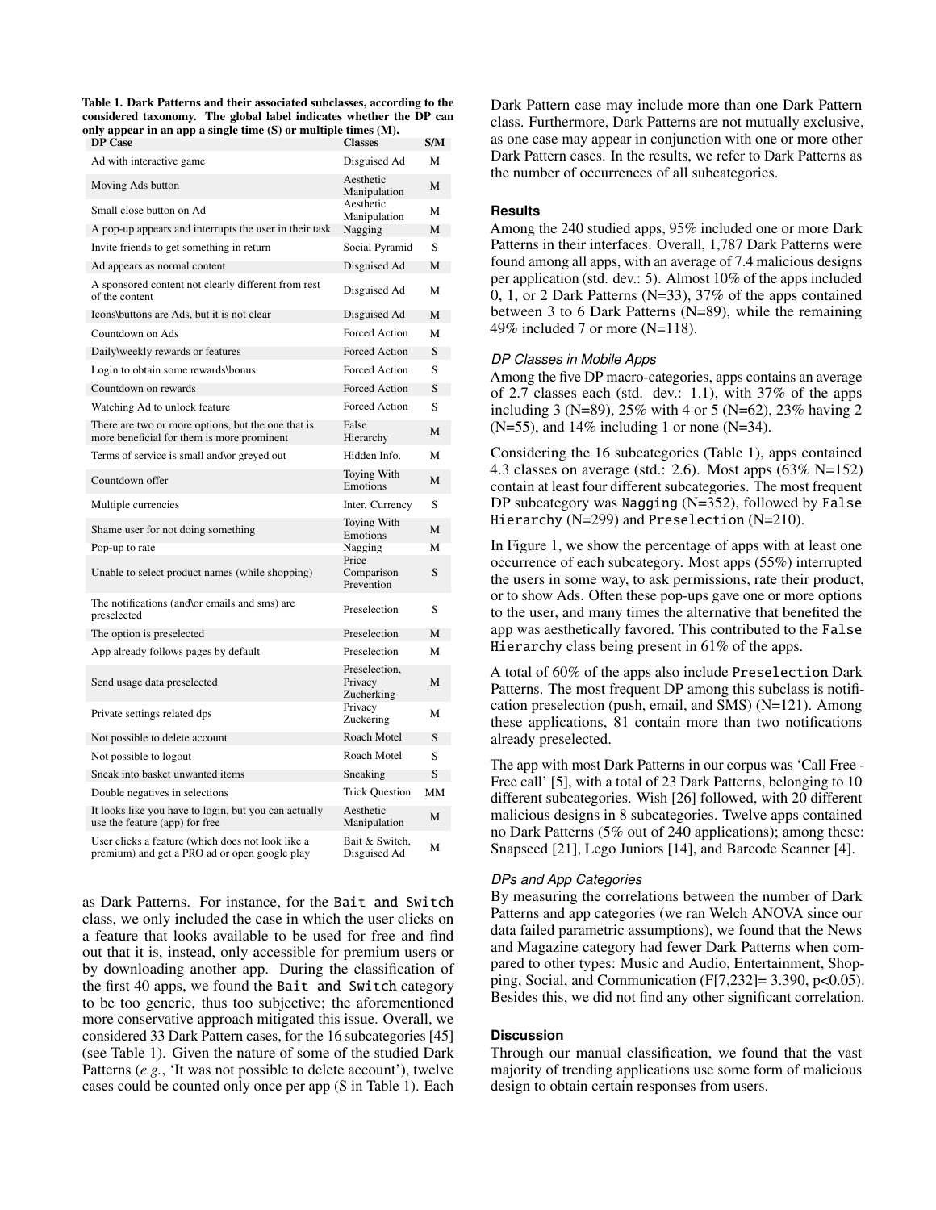**Table 1. Dark Patterns and their associated subclasses, according to the considered taxonomy. The global label indicates whether the DP can only appear in an app a single time (S) or multiple times (M).**

| DP Case | Classes | S/M |
|---|---|---|
| Ad with interactive game | Disguised Ad | M |
| Moving Ads button | Aesthetic Manipulation | M |
| Small close button on Ad | Aesthetic Manipulation | M |
| A pop-up appears and interrupts the user in their task | Nagging | M |
| Invite friends to get something in return | Social Pyramid | S |
| Ad appears as normal content | Disguised Ad | M |
| A sponsored content not clearly different from rest of the content | Disguised Ad | M |
| Icons\buttons are Ads, but it is not clear | Disguised Ad | M |
| Countdown on Ads | Forced Action | M |
| Daily\weekly rewards or features | Forced Action | S |
| Login to obtain some rewards\bonus | Forced Action | S |
| Countdown on rewards | Forced Action | S |
| Watching Ad to unlock feature | Forced Action | S |
| There are two or more options, but the one that is more beneficial for them is more prominent | False Hierarchy | M |
| Terms of service is small and\or greyed out | Hidden Info. | M |
| Countdown offer | Toying With Emotions | M |
| Multiple currencies | Inter. Currency | S |
| Shame user for not doing something | Toying With Emotions | M |
| Pop-up to rate | Nagging | M |
| Unable to select product names (while shopping) | Price Comparison Prevention | S |
| The notifications (and\or emails and sms) are preselected | Preselection | S |
| The option is preselected | Preselection | M |
| App already follows pages by default | Preselection | M |
| Send usage data preselected | Preselection, Privacy Zucherking | M |
| Private settings related dps | Privacy Zuckering | M |
| Not possible to delete account | Roach Motel | S |
| Not possible to logout | Roach Motel | S |
| Sneak into basket unwanted items | Sneaking | S |
| Double negatives in selections | Trick Question | MM |
| It looks like you have to login, but you can actually use the feature (app) for free | Aesthetic Manipulation | M |
| User clicks a feature (which does not look like a premium) and get a PRO ad or open google play | Bait & Switch, Disguised Ad | M |

as Dark Patterns. For instance, for the Bait and Switch class, we only included the case in which the user clicks on a feature that looks available to be used for free and find out that it is, instead, only accessible for premium users or by downloading another app. During the classification of the first 40 apps, we found the Bait and Switch category to be too generic, thus too subjective; the aforementioned more conservative approach mitigated this issue. Overall, we considered 33 Dark Pattern cases, for the 16 subcategories [45] (see Table 1). Given the nature of some of the studied Dark Patterns (*e.g.*, 'It was not possible to delete account'), twelve cases could be counted only once per app (S in Table 1). Each Dark Pattern case may include more than one Dark Pattern class. Furthermore, Dark Patterns are not mutually exclusive, as one case may appear in conjunction with one or more other Dark Pattern cases. In the results, we refer to Dark Patterns as the number of occurrences of all subcategories.

## Results

Among the 240 studied apps, 95% included one or more Dark Patterns in their interfaces. Overall, 1,787 Dark Patterns were found among all apps, with an average of 7.4 malicious designs per application (std. dev.: 5). Almost 10% of the apps included 0, 1, or 2 Dark Patterns (N=33), 37% of the apps contained between 3 to 6 Dark Patterns (N=89), while the remaining 49% included 7 or more (N=118).

### *DP Classes in Mobile Apps*

Among the five DP macro-categories, apps contains an average of 2.7 classes each (std. dev.: 1.1), with 37% of the apps including 3 (N=89), 25% with 4 or 5 (N=62), 23% having 2 (N=55), and 14% including 1 or none (N=34).

Considering the 16 subcategories (Table 1), apps contained 4.3 classes on average (std.: 2.6). Most apps (63% N=152) contain at least four different subcategories. The most frequent DP subcategory was Nagging (N=352), followed by False Hierarchy (N=299) and Preselection (N=210).

In Figure 1, we show the percentage of apps with at least one occurrence of each subcategory. Most apps (55%) interrupted the users in some way, to ask permissions, rate their product, or to show Ads. Often these pop-ups gave one or more options to the user, and many times the alternative that benefited the app was aesthetically favored. This contributed to the False Hierarchy class being present in 61% of the apps.

A total of 60% of the apps also include Preselection Dark Patterns. The most frequent DP among this subclass is notification preselection (push, email, and SMS) (N=121). Among these applications, 81 contain more than two notifications already preselected.

The app with most Dark Patterns in our corpus was 'Call Free - Free call' [5], with a total of 23 Dark Patterns, belonging to 10 different subcategories. Wish [26] followed, with 20 different malicious designs in 8 subcategories. Twelve apps contained no Dark Patterns (5% out of 240 applications); among these: Snapseed [21], Lego Juniors [14], and Barcode Scanner [4].

### *DPs and App Categories*

By measuring the correlations between the number of Dark Patterns and app categories (we ran Welch ANOVA since our data failed parametric assumptions), we found that the News and Magazine category had fewer Dark Patterns when compared to other types: Music and Audio, Entertainment, Shopping, Social, and Communication ($F[7,232]= 3.390$, $p<0.05$). Besides this, we did not find any other significant correlation.

## Discussion

Through our manual classification, we found that the vast majority of trending applications use some form of malicious design to obtain certain responses from users.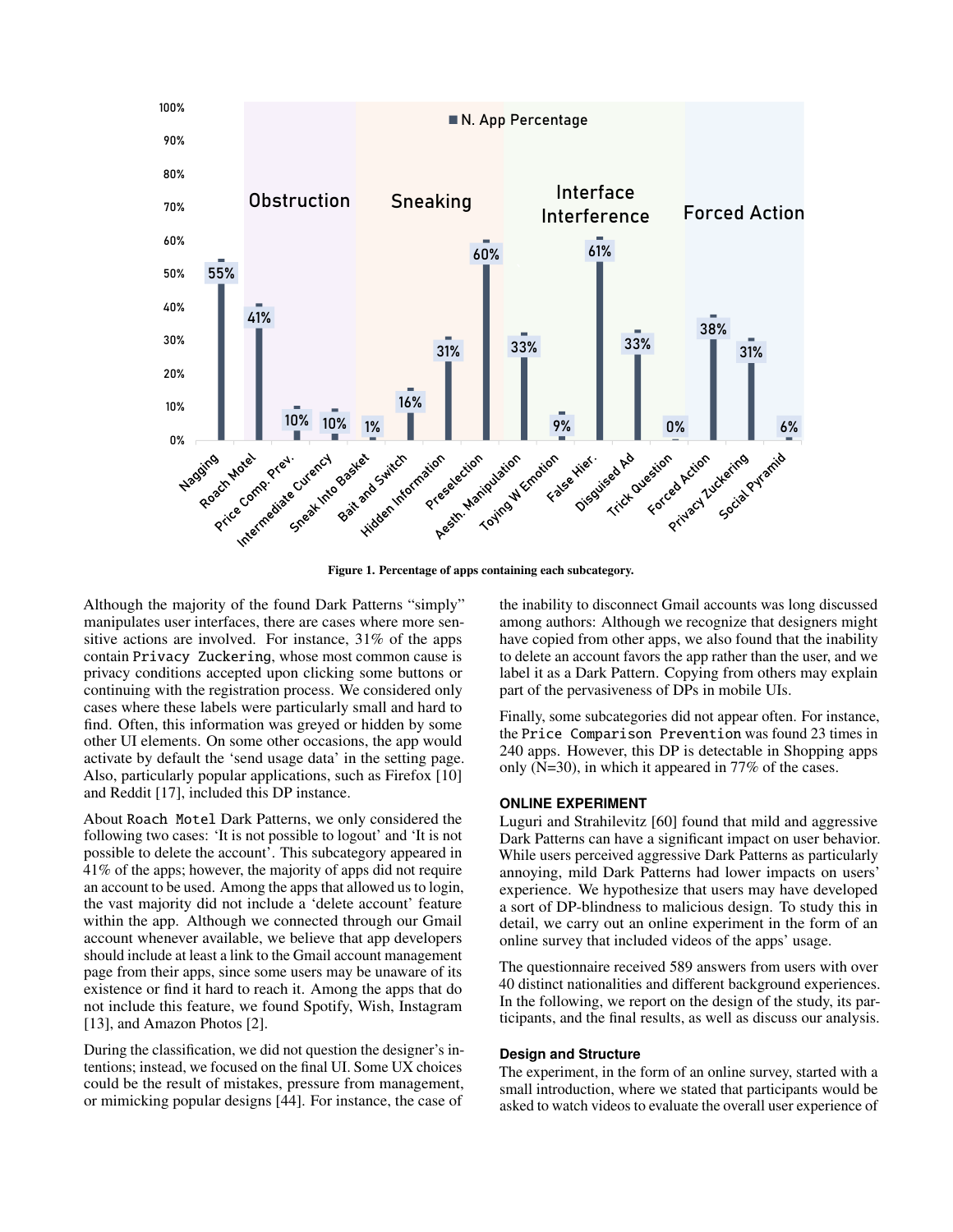Figure 1. Percentage of apps containing each subcategory.

Although the majority of the found Dark Patterns "simply" manipulates user interfaces, there are cases where more sensitive actions are involved. For instance, 31% of the apps contain `Privacy Zuckering`, whose most common cause is privacy conditions accepted upon clicking some buttons or continuing with the registration process. We considered only cases where these labels were particularly small and hard to find. Often, this information was greyed or hidden by some other UI elements. On some other occasions, the app would activate by default the 'send usage data' in the setting page. Also, particularly popular applications, such as Firefox [10] and Reddit [17], included this DP instance.

About `Roach Motel` Dark Patterns, we only considered the following two cases: 'It is not possible to logout' and 'It is not possible to delete the account'. This subcategory appeared in 41% of the apps; however, the majority of apps did not require an account to be used. Among the apps that allowed us to login, the vast majority did not include a 'delete account' feature within the app. Although we connected through our Gmail account whenever available, we believe that app developers should include at least a link to the Gmail account management page from their apps, since some users may be unaware of its existence or find it hard to reach it. Among the apps that do not include this feature, we found Spotify, Wish, Instagram [13], and Amazon Photos [2].

During the classification, we did not question the designer's intentions; instead, we focused on the final UI. Some UX choices could be the result of mistakes, pressure from management, or mimicking popular designs [44]. For instance, the case of the inability to disconnect Gmail accounts was long discussed among authors: Although we recognize that designers might have copied from other apps, we also found that the inability to delete an account favors the app rather than the user, and we label it as a Dark Pattern. Copying from others may explain part of the pervasiveness of DPs in mobile UIs.

Finally, some subcategories did not appear often. For instance, the `Price Comparison Prevention` was found 23 times in 240 apps. However, this DP is detectable in Shopping apps only (N=30), in which it appeared in 77% of the cases.

## ONLINE EXPERIMENT

Luguri and Strahilevitz [60] found that mild and aggressive Dark Patterns can have a significant impact on user behavior. While users perceived aggressive Dark Patterns as particularly annoying, mild Dark Patterns had lower impacts on users' experience. We hypothesize that users may have developed a sort of DP-blindness to malicious design. To study this in detail, we carry out an online experiment in the form of an online survey that included videos of the apps' usage.

The questionnaire received 589 answers from users with over 40 distinct nationalities and different background experiences. In the following, we report on the design of the study, its participants, and the final results, as well as discuss our analysis.

### Design and Structure

The experiment, in the form of an online survey, started with a small introduction, where we stated that participants would be asked to watch videos to evaluate the overall user experience of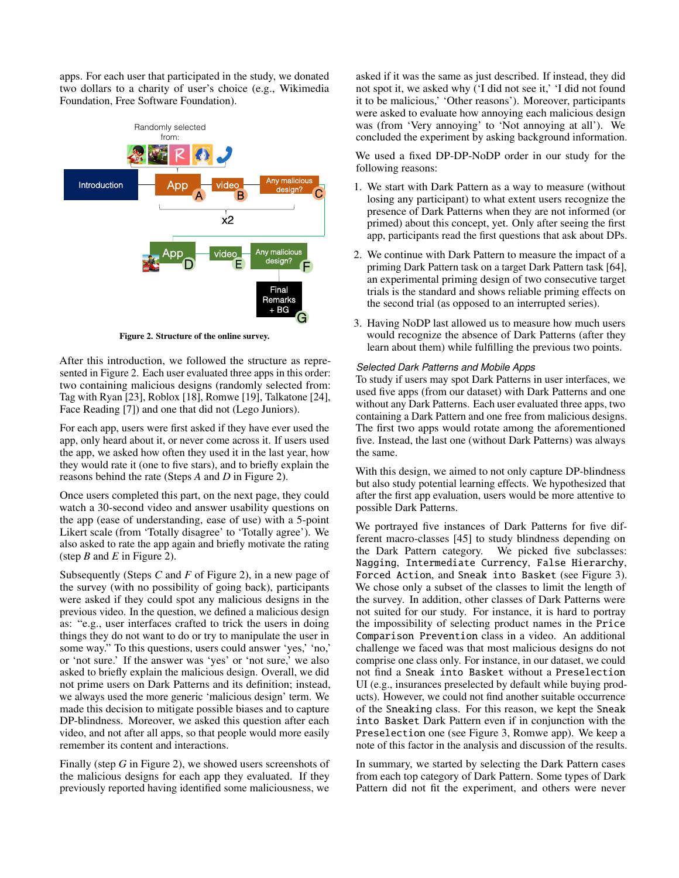apps. For each user that participated in the study, we donated two dollars to a charity of user's choice (e.g., Wikimedia Foundation, Free Software Foundation).

**Figure 2. Structure of the online survey.**

After this introduction, we followed the structure as represented in Figure 2. Each user evaluated three apps in this order: two containing malicious designs (randomly selected from: Tag with Ryan [23], Roblox [18], Romwe [19], Talkatone [24], Face Reading [7]) and one that did not (Lego Juniors).

For each app, users were first asked if they have ever used the app, only heard about it, or never come across it. If users used the app, we asked how often they used it in the last year, how they would rate it (one to five stars), and to briefly explain the reasons behind the rate (Steps *A* and *D* in Figure 2).

Once users completed this part, on the next page, they could watch a 30-second video and answer usability questions on the app (ease of understanding, ease of use) with a 5-point Likert scale (from 'Totally disagree' to 'Totally agree'). We also asked to rate the app again and briefly motivate the rating (step *B* and *E* in Figure 2).

Subsequently (Steps *C* and *F* of Figure 2), in a new page of the survey (with no possibility of going back), participants were asked if they could spot any malicious designs in the previous video. In the question, we defined a malicious design as: "e.g., user interfaces crafted to trick the users in doing things they do not want to do or try to manipulate the user in some way." To this questions, users could answer 'yes,' 'no,' or 'not sure.' If the answer was 'yes' or 'not sure,' we also asked to briefly explain the malicious design. Overall, we did not prime users on Dark Patterns and its definition; instead, we always used the more generic 'malicious design' term. We made this decision to mitigate possible biases and to capture DP-blindness. Moreover, we asked this question after each video, and not after all apps, so that people would more easily remember its content and interactions.

Finally (step *G* in Figure 2), we showed users screenshots of the malicious designs for each app they evaluated. If they previously reported having identified some maliciousness, we asked if it was the same as just described. If instead, they did not spot it, we asked why ('I did not see it,' 'I did not found it to be malicious,' 'Other reasons'). Moreover, participants were asked to evaluate how annoying each malicious design was (from 'Very annoying' to 'Not annoying at all'). We concluded the experiment by asking background information.

We used a fixed DP-DP-NoDP order in our study for the following reasons:

1. We start with Dark Pattern as a way to measure (without losing any participant) to what extent users recognize the presence of Dark Patterns when they are not informed (or primed) about this concept, yet. Only after seeing the first app, participants read the first questions that ask about DPs.
2. We continue with Dark Pattern to measure the impact of a priming Dark Pattern task on a target Dark Pattern task [64], an experimental priming design of two consecutive target trials is the standard and shows reliable priming effects on the second trial (as opposed to an interrupted series).
3. Having NoDP last allowed us to measure how much users would recognize the absence of Dark Patterns (after they learn about them) while fulfilling the previous two points.

### *Selected Dark Patterns and Mobile Apps*

To study if users may spot Dark Patterns in user interfaces, we used five apps (from our dataset) with Dark Patterns and one without any Dark Patterns. Each user evaluated three apps, two containing a Dark Pattern and one free from malicious designs. The first two apps would rotate among the aforementioned five. Instead, the last one (without Dark Patterns) was always the same.

With this design, we aimed to not only capture DP-blindness but also study potential learning effects. We hypothesized that after the first app evaluation, users would be more attentive to possible Dark Patterns.

We portrayed five instances of Dark Patterns for five different macro-classes [45] to study blindness depending on the Dark Pattern category. We picked five subclasses: `Nagging`, `Intermediate Currency`, `False Hierarchy`, `Forced Action`, and `Sneak into Basket` (see Figure 3). We chose only a subset of the classes to limit the length of the survey. In addition, other classes of Dark Patterns were not suited for our study. For instance, it is hard to portray the impossibility of selecting product names in the `Price Comparison Prevention` class in a video. An additional challenge we faced was that most malicious designs do not comprise one class only. For instance, in our dataset, we could not find a `Sneak into Basket` without a `Preselection` UI (e.g., insurances preselected by default while buying products). However, we could not find another suitable occurrence of the `Sneaking` class. For this reason, we kept the `Sneak into Basket` Dark Pattern even if in conjunction with the `Preselection` one (see Figure 3, Romwe app). We keep a note of this factor in the analysis and discussion of the results.

In summary, we started by selecting the Dark Pattern cases from each top category of Dark Pattern. Some types of Dark Pattern did not fit the experiment, and others were never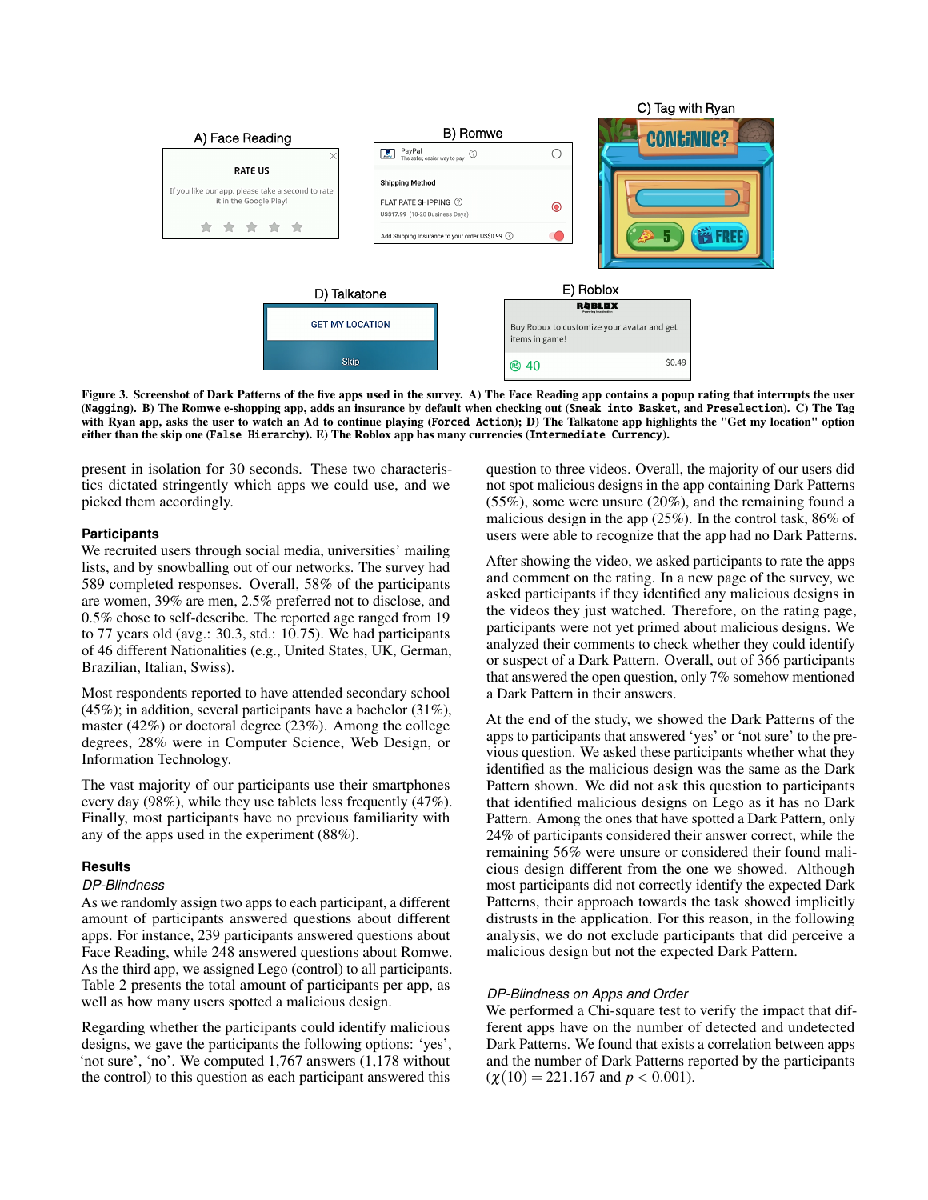**Figure 3. Screenshot of Dark Patterns of the five apps used in the survey. A) The Face Reading app contains a popup rating that interrupts the user (`Nagging`). B) The Romwe e-shopping app, adds an insurance by default when checking out (`Sneak into Basket`, and `Preselection`). C) The Tag with Ryan app, asks the user to watch an Ad to continue playing (`Forced Action`); D) The Talkatone app highlights the "Get my location" option either than the skip one (`False Hierarchy`). E) The Roblox app has many currencies (`Intermediate Currency`).**

present in isolation for 30 seconds. These two characteristics dictated stringently which apps we could use, and we picked them accordingly.

### Participants

We recruited users through social media, universities' mailing lists, and by snowballing out of our networks. The survey had 589 completed responses. Overall, 58% of the participants are women, 39% are men, 2.5% preferred not to disclose, and 0.5% chose to self-describe. The reported age ranged from 19 to 77 years old (avg.: 30.3, std.: 10.75). We had participants of 46 different Nationalities (e.g., United States, UK, German, Brazilian, Italian, Swiss).

Most respondents reported to have attended secondary school (45%); in addition, several participants have a bachelor (31%), master (42%) or doctoral degree (23%). Among the college degrees, 28% were in Computer Science, Web Design, or Information Technology.

The vast majority of our participants use their smartphones every day (98%), while they use tablets less frequently (47%). Finally, most participants have no previous familiarity with any of the apps used in the experiment (88%).

### Results

#### *DP-Blindness*

As we randomly assign two apps to each participant, a different amount of participants answered questions about different apps. For instance, 239 participants answered questions about Face Reading, while 248 answered questions about Romwe. As the third app, we assigned Lego (control) to all participants. Table 2 presents the total amount of participants per app, as well as how many users spotted a malicious design.

Regarding whether the participants could identify malicious designs, we gave the participants the following options: 'yes', 'not sure', 'no'. We computed 1,767 answers (1,178 without the control) to this question as each participant answered this question to three videos. Overall, the majority of our users did not spot malicious designs in the app containing Dark Patterns (55%), some were unsure (20%), and the remaining found a malicious design in the app (25%). In the control task, 86% of users were able to recognize that the app had no Dark Patterns.

After showing the video, we asked participants to rate the apps and comment on the rating. In a new page of the survey, we asked participants if they identified any malicious designs in the videos they just watched. Therefore, on the rating page, participants were not yet primed about malicious designs. We analyzed their comments to check whether they could identify or suspect of a Dark Pattern. Overall, out of 366 participants that answered the open question, only 7% somehow mentioned a Dark Pattern in their answers.

At the end of the study, we showed the Dark Patterns of the apps to participants that answered 'yes' or 'not sure' to the previous question. We asked these participants whether what they identified as the malicious design was the same as the Dark Pattern shown. We did not ask this question to participants that identified malicious designs on Lego as it has no Dark Pattern. Among the ones that have spotted a Dark Pattern, only 24% of participants considered their answer correct, while the remaining 56% were unsure or considered their found malicious design different from the one we showed. Although most participants did not correctly identify the expected Dark Patterns, their approach towards the task showed implicitly distrusts in the application. For this reason, in the following analysis, we do not exclude participants that did perceive a malicious design but not the expected Dark Pattern.

#### *DP-Blindness on Apps and Order*

We performed a Chi-square test to verify the impact that different apps have on the number of detected and undetected Dark Patterns. We found that exists a correlation between apps and the number of Dark Patterns reported by the participants ($\chi(10) = 221.167$ and $p < 0.001$).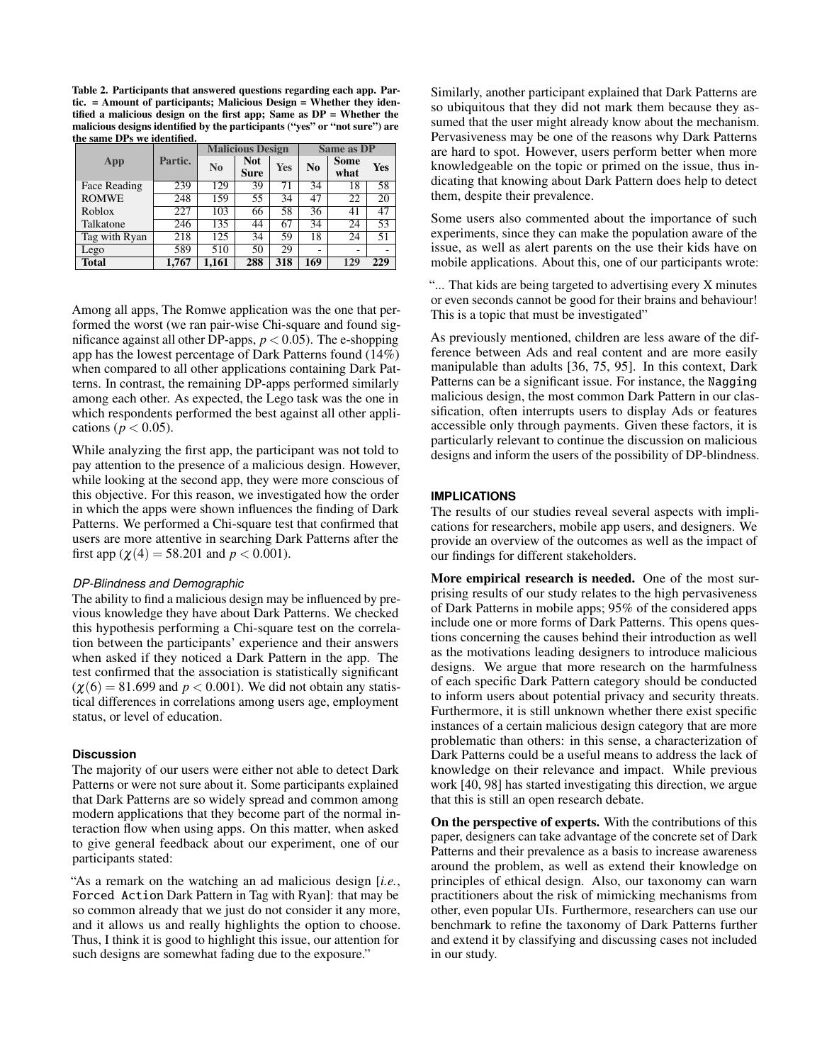Table 2. Participants that answered questions regarding each app. Partic. = Amount of participants; Malicious Design = Whether they identified a malicious design on the first app; Same as DP = Whether the malicious designs identified by the participants ("yes" or "not sure") are the same DPs we identified.

| App | Partic. | Malicious Design | | | Same as DP | | |
|---|---|---|---|---|---|---|---|
| | | No | Not Sure | Yes | No | Some what | Yes |
| Face Reading | 239 | 129 | 39 | 71 | 34 | 18 | 58 |
| ROMWE | 248 | 159 | 55 | 34 | 47 | 22 | 20 |
| Roblox | 227 | 103 | 66 | 58 | 36 | 41 | 47 |
| Talkatone | 246 | 135 | 44 | 67 | 34 | 24 | 53 |
| Tag with Ryan | 218 | 125 | 34 | 59 | 18 | 24 | 51 |
| Lego | 589 | 510 | 50 | 29 | - | - | - |
| **Total** | **1,767** | **1,161** | **288** | **318** | **169** | **129** | **229** |

Among all apps, The Romwe application was the one that performed the worst (we ran pair-wise Chi-square and found significance against all other DP-apps, $p < 0.05$). The e-shopping app has the lowest percentage of Dark Patterns found (14%) when compared to all other applications containing Dark Patterns. In contrast, the remaining DP-apps performed similarly among each other. As expected, the Lego task was the one in which respondents performed the best against all other applications ($p < 0.05$).

While analyzing the first app, the participant was not told to pay attention to the presence of a malicious design. However, while looking at the second app, they were more conscious of this objective. For this reason, we investigated how the order in which the apps were shown influences the finding of Dark Patterns. We performed a Chi-square test that confirmed that users are more attentive in searching Dark Patterns after the first app ($\chi(4) = 58.201$ and $p < 0.001$).

#### DP-Blindness and Demographic

The ability to find a malicious design may be influenced by previous knowledge they have about Dark Patterns. We checked this hypothesis performing a Chi-square test on the correlation between the participants' experience and their answers when asked if they noticed a Dark Pattern in the app. The test confirmed that the association is statistically significant ($\chi(6) = 81.699$ and $p < 0.001$). We did not obtain any statistical differences in correlations among users age, employment status, or level of education.

### Discussion

The majority of our users were either not able to detect Dark Patterns or were not sure about it. Some participants explained that Dark Patterns are so widely spread and common among modern applications that they become part of the normal interaction flow when using apps. On this matter, when asked to give general feedback about our experiment, one of our participants stated:

"As a remark on the watching an ad malicious design [*i.e.*, `Forced Action` Dark Pattern in Tag with Ryan]: that may be so common already that we just do not consider it any more, and it allows us and really highlights the option to choose. Thus, I think it is good to highlight this issue, our attention for such designs are somewhat fading due to the exposure."

Similarly, another participant explained that Dark Patterns are so ubiquitous that they did not mark them because they assumed that the user might already know about the mechanism. Pervasiveness may be one of the reasons why Dark Patterns are hard to spot. However, users perform better when more knowledgeable on the topic or primed on the issue, thus indicating that knowing about Dark Pattern does help to detect them, despite their prevalence.

Some users also commented about the importance of such experiments, since they can make the population aware of the issue, as well as alert parents on the use their kids have on mobile applications. About this, one of our participants wrote:

"... That kids are being targeted to advertising every X minutes or even seconds cannot be good for their brains and behaviour! This is a topic that must be investigated"

As previously mentioned, children are less aware of the difference between Ads and real content and are more easily manipulable than adults [36, 75, 95]. In this context, Dark Patterns can be a significant issue. For instance, the `Nagging` malicious design, the most common Dark Pattern in our classification, often interrupts users to display Ads or features accessible only through payments. Given these factors, it is particularly relevant to continue the discussion on malicious designs and inform the users of the possibility of DP-blindness.

## IMPLICATIONS

The results of our studies reveal several aspects with implications for researchers, mobile app users, and designers. We provide an overview of the outcomes as well as the impact of our findings for different stakeholders.

**More empirical research is needed.** One of the most surprising results of our study relates to the high pervasiveness of Dark Patterns in mobile apps; 95% of the considered apps include one or more forms of Dark Patterns. This opens questions concerning the causes behind their introduction as well as the motivations leading designers to introduce malicious designs. We argue that more research on the harmfulness of each specific Dark Pattern category should be conducted to inform users about potential privacy and security threats. Furthermore, it is still unknown whether there exist specific instances of a certain malicious design category that are more problematic than others: in this sense, a characterization of Dark Patterns could be a useful means to address the lack of knowledge on their relevance and impact. While previous work [40, 98] has started investigating this direction, we argue that this is still an open research debate.

**On the perspective of experts.** With the contributions of this paper, designers can take advantage of the concrete set of Dark Patterns and their prevalence as a basis to increase awareness around the problem, as well as extend their knowledge on principles of ethical design. Also, our taxonomy can warn practitioners about the risk of mimicking mechanisms from other, even popular UIs. Furthermore, researchers can use our benchmark to refine the taxonomy of Dark Patterns further and extend it by classifying and discussing cases not included in our study.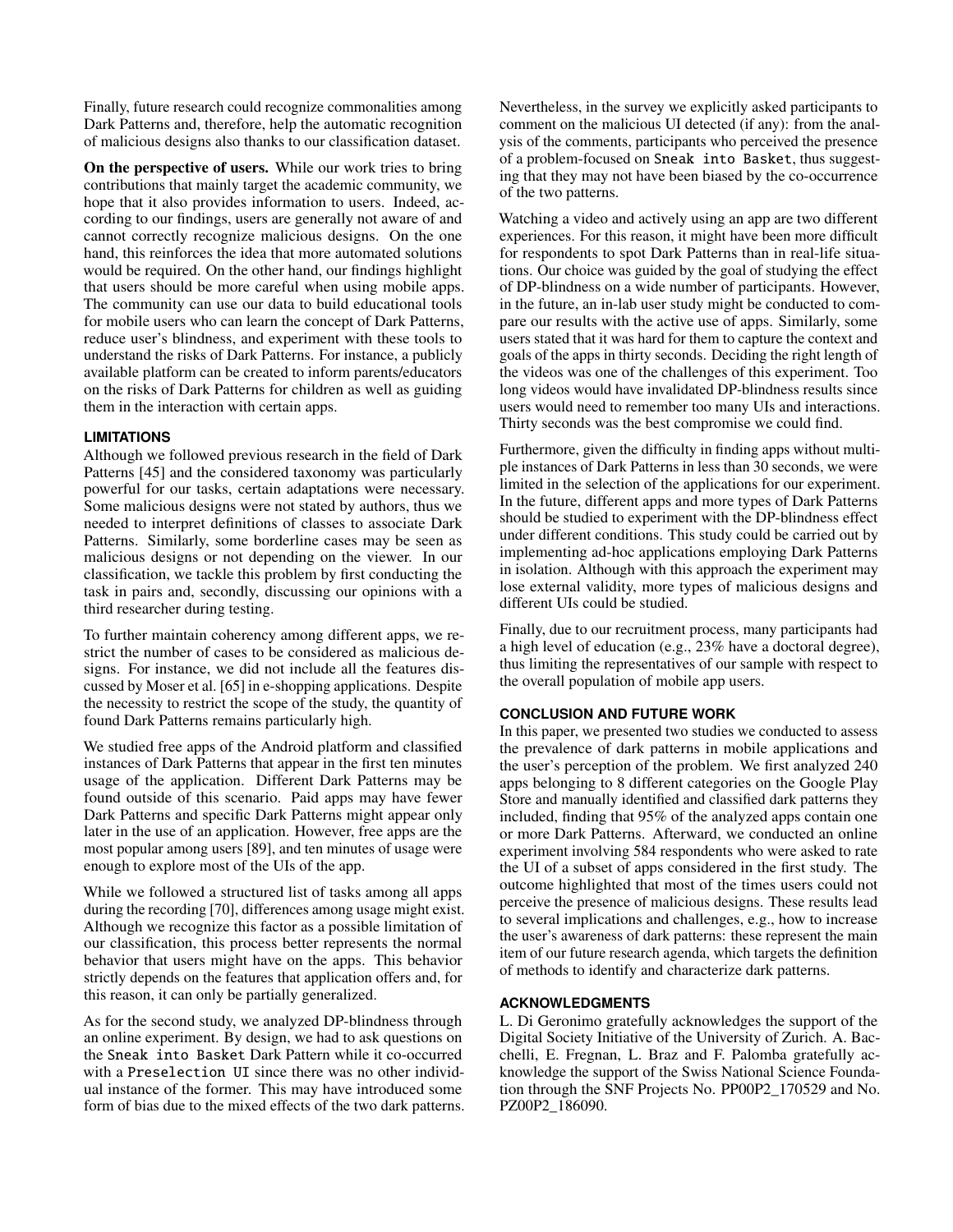Finally, future research could recognize commonalities among Dark Patterns and, therefore, help the automatic recognition of malicious designs also thanks to our classification dataset.

**On the perspective of users.** While our work tries to bring contributions that mainly target the academic community, we hope that it also provides information to users. Indeed, according to our findings, users are generally not aware of and cannot correctly recognize malicious designs. On the one hand, this reinforces the idea that more automated solutions would be required. On the other hand, our findings highlight that users should be more careful when using mobile apps. The community can use our data to build educational tools for mobile users who can learn the concept of Dark Patterns, reduce user's blindness, and experiment with these tools to understand the risks of Dark Patterns. For instance, a publicly available platform can be created to inform parents/educators on the risks of Dark Patterns for children as well as guiding them in the interaction with certain apps.

## LIMITATIONS

Although we followed previous research in the field of Dark Patterns [45] and the considered taxonomy was particularly powerful for our tasks, certain adaptations were necessary. Some malicious designs were not stated by authors, thus we needed to interpret definitions of classes to associate Dark Patterns. Similarly, some borderline cases may be seen as malicious designs or not depending on the viewer. In our classification, we tackle this problem by first conducting the task in pairs and, secondly, discussing our opinions with a third researcher during testing.

To further maintain coherency among different apps, we restrict the number of cases to be considered as malicious designs. For instance, we did not include all the features discussed by Moser et al. [65] in e-shopping applications. Despite the necessity to restrict the scope of the study, the quantity of found Dark Patterns remains particularly high.

We studied free apps of the Android platform and classified instances of Dark Patterns that appear in the first ten minutes usage of the application. Different Dark Patterns may be found outside of this scenario. Paid apps may have fewer Dark Patterns and specific Dark Patterns might appear only later in the use of an application. However, free apps are the most popular among users [89], and ten minutes of usage were enough to explore most of the UIs of the app.

While we followed a structured list of tasks among all apps during the recording [70], differences among usage might exist. Although we recognize this factor as a possible limitation of our classification, this process better represents the normal behavior that users might have on the apps. This behavior strictly depends on the features that application offers and, for this reason, it can only be partially generalized.

As for the second study, we analyzed DP-blindness through an online experiment. By design, we had to ask questions on the `Sneak into Basket` Dark Pattern while it co-occurred with a `Preselection UI` since there was no other individual instance of the former. This may have introduced some form of bias due to the mixed effects of the two dark patterns. Nevertheless, in the survey we explicitly asked participants to comment on the malicious UI detected (if any): from the analysis of the comments, participants who perceived the presence of a problem-focused on `Sneak into Basket`, thus suggesting that they may not have been biased by the co-occurrence of the two patterns.

Watching a video and actively using an app are two different experiences. For this reason, it might have been more difficult for respondents to spot Dark Patterns than in real-life situations. Our choice was guided by the goal of studying the effect of DP-blindness on a wide number of participants. However, in the future, an in-lab user study might be conducted to compare our results with the active use of apps. Similarly, some users stated that it was hard for them to capture the context and goals of the apps in thirty seconds. Deciding the right length of the videos was one of the challenges of this experiment. Too long videos would have invalidated DP-blindness results since users would need to remember too many UIs and interactions. Thirty seconds was the best compromise we could find.

Furthermore, given the difficulty in finding apps without multiple instances of Dark Patterns in less than 30 seconds, we were limited in the selection of the applications for our experiment. In the future, different apps and more types of Dark Patterns should be studied to experiment with the DP-blindness effect under different conditions. This study could be carried out by implementing ad-hoc applications employing Dark Patterns in isolation. Although with this approach the experiment may lose external validity, more types of malicious designs and different UIs could be studied.

Finally, due to our recruitment process, many participants had a high level of education (e.g., 23% have a doctoral degree), thus limiting the representatives of our sample with respect to the overall population of mobile app users.

## CONCLUSION AND FUTURE WORK

In this paper, we presented two studies we conducted to assess the prevalence of dark patterns in mobile applications and the user's perception of the problem. We first analyzed 240 apps belonging to 8 different categories on the Google Play Store and manually identified and classified dark patterns they included, finding that 95% of the analyzed apps contain one or more Dark Patterns. Afterward, we conducted an online experiment involving 584 respondents who were asked to rate the UI of a subset of apps considered in the first study. The outcome highlighted that most of the times users could not perceive the presence of malicious designs. These results lead to several implications and challenges, e.g., how to increase the user's awareness of dark patterns: these represent the main item of our future research agenda, which targets the definition of methods to identify and characterize dark patterns.

## ACKNOWLEDGMENTS

L. Di Geronimo gratefully acknowledges the support of the Digital Society Initiative of the University of Zurich. A. Bacchelli, E. Fregnan, L. Braz and F. Palomba gratefully acknowledge the support of the Swiss National Science Foundation through the SNF Projects No. PP00P2_170529 and No. PZ00P2_186090.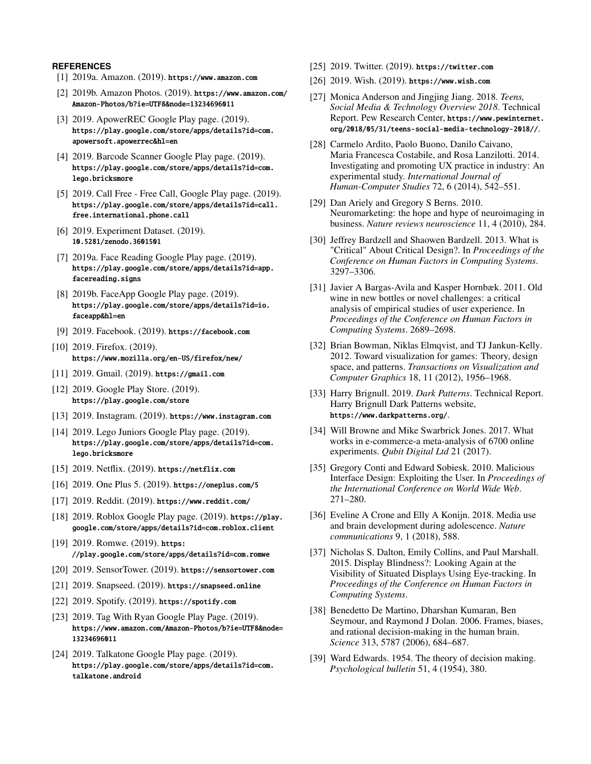## REFERENCES

[1] 2019a. Amazon. (2019). https://www.amazon.com

[2] 2019b. Amazon Photos. (2019). https://www.amazon.com/Amazon-Photos/b?ie=UTF8&node=13234696011

[3] 2019. ApowerREC Google Play page. (2019). https://play.google.com/store/apps/details?id=com.apowersoft.apowerrec&hl=en

[4] 2019. Barcode Scanner Google Play page. (2019). https://play.google.com/store/apps/details?id=com.lego.bricksmore

[5] 2019. Call Free - Free Call, Google Play page. (2019). https://play.google.com/store/apps/details?id=call.free.international.phone.call

[6] 2019. Experiment Dataset. (2019). 10.5281/zenodo.3601501

[7] 2019a. Face Reading Google Play page. (2019). https://play.google.com/store/apps/details?id=app.facereading.signs

[8] 2019b. FaceApp Google Play page. (2019). https://play.google.com/store/apps/details?id=io.faceapp&hl=en

[9] 2019. Facebook. (2019). https://facebook.com

[10] 2019. Firefox. (2019). https://www.mozilla.org/en-US/firefox/new/

[11] 2019. Gmail. (2019). https://gmail.com

[12] 2019. Google Play Store. (2019). https://play.google.com/store

[13] 2019. Instagram. (2019). https://www.instagram.com

[14] 2019. Lego Juniors Google Play page. (2019). https://play.google.com/store/apps/details?id=com.lego.bricksmore

[15] 2019. Netflix. (2019). https://netflix.com

[16] 2019. One Plus 5. (2019). https://oneplus.com/5

[17] 2019. Reddit. (2019). https://www.reddit.com/

[18] 2019. Roblox Google Play page. (2019). https://play.google.com/store/apps/details?id=com.roblox.client

[19] 2019. Romwe. (2019). https://play.google.com/store/apps/details?id=com.romwe

[20] 2019. SensorTower. (2019). https://sensortower.com

[21] 2019. Snapseed. (2019). https://snapseed.online

[22] 2019. Spotify. (2019). https://spotify.com

[23] 2019. Tag With Ryan Google Play Page. (2019). https://www.amazon.com/Amazon-Photos/b?ie=UTF8&node=13234696011

[24] 2019. Talkatone Google Play page. (2019). https://play.google.com/store/apps/details?id=com.talkatone.android

[25] 2019. Twitter. (2019). https://twitter.com

[26] 2019. Wish. (2019). https://www.wish.com

[27] Monica Anderson and Jingjing Jiang. 2018. *Teens, Social Media & Technology Overview 2018*. Technical Report. Pew Research Center, https://www.pewinternet.org/2018/05/31/teens-social-media-technology-2018//.

[28] Carmelo Ardito, Paolo Buono, Danilo Caivano, Maria Francesca Costabile, and Rosa Lanzilotti. 2014. Investigating and promoting UX practice in industry: An experimental study. *International Journal of Human-Computer Studies* 72, 6 (2014), 542–551.

[29] Dan Ariely and Gregory S Berns. 2010. Neuromarketing: the hope and hype of neuroimaging in business. *Nature reviews neuroscience* 11, 4 (2010), 284.

[30] Jeffrey Bardzell and Shaowen Bardzell. 2013. What is "Critical" About Critical Design?. In *Proceedings of the Conference on Human Factors in Computing Systems*. 3297–3306.

[31] Javier A Bargas-Avila and Kasper Hornbæk. 2011. Old wine in new bottles or novel challenges: a critical analysis of empirical studies of user experience. In *Proceedings of the Conference on Human Factors in Computing Systems*. 2689–2698.

[32] Brian Bowman, Niklas Elmqvist, and TJ Jankun-Kelly. 2012. Toward visualization for games: Theory, design space, and patterns. *Transactions on Visualization and Computer Graphics* 18, 11 (2012), 1956–1968.

[33] Harry Brignull. 2019. *Dark Patterns*. Technical Report. Harry Brignull Dark Patterns website, https://www.darkpatterns.org/.

[34] Will Browne and Mike Swarbrick Jones. 2017. What works in e-commerce-a meta-analysis of 6700 online experiments. *Qubit Digital Ltd* 21 (2017).

[35] Gregory Conti and Edward Sobiesk. 2010. Malicious Interface Design: Exploiting the User. In *Proceedings of the International Conference on World Wide Web*. 271–280.

[36] Eveline A Crone and Elly A Konijn. 2018. Media use and brain development during adolescence. *Nature communications* 9, 1 (2018), 588.

[37] Nicholas S. Dalton, Emily Collins, and Paul Marshall. 2015. Display Blindness?: Looking Again at the Visibility of Situated Displays Using Eye-tracking. In *Proceedings of the Conference on Human Factors in Computing Systems*.

[38] Benedetto De Martino, Dharshan Kumaran, Ben Seymour, and Raymond J Dolan. 2006. Frames, biases, and rational decision-making in the human brain. *Science* 313, 5787 (2006), 684–687.

[39] Ward Edwards. 1954. The theory of decision making. *Psychological bulletin* 51, 4 (1954), 380.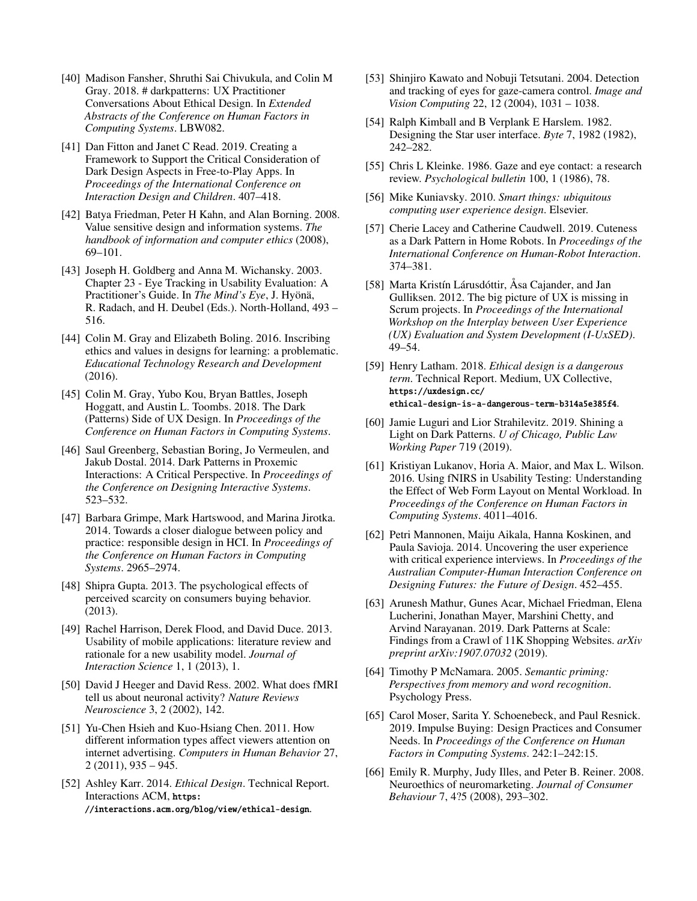[40] Madison Fansher, Shruthi Sai Chivukula, and Colin M Gray. 2018. # darkpatterns: UX Practitioner Conversations About Ethical Design. In *Extended Abstracts of the Conference on Human Factors in Computing Systems*. LBW082.

[41] Dan Fitton and Janet C Read. 2019. Creating a Framework to Support the Critical Consideration of Dark Design Aspects in Free-to-Play Apps. In *Proceedings of the International Conference on Interaction Design and Children*. 407–418.

[42] Batya Friedman, Peter H Kahn, and Alan Borning. 2008. Value sensitive design and information systems. *The handbook of information and computer ethics* (2008), 69–101.

[43] Joseph H. Goldberg and Anna M. Wichansky. 2003. Chapter 23 - Eye Tracking in Usability Evaluation: A Practitioner's Guide. In *The Mind's Eye*, J. Hyönä, R. Radach, and H. Deubel (Eds.). North-Holland, 493 – 516.

[44] Colin M. Gray and Elizabeth Boling. 2016. Inscribing ethics and values in designs for learning: a problematic. *Educational Technology Research and Development* (2016).

[45] Colin M. Gray, Yubo Kou, Bryan Battles, Joseph Hoggatt, and Austin L. Toombs. 2018. The Dark (Patterns) Side of UX Design. In *Proceedings of the Conference on Human Factors in Computing Systems*.

[46] Saul Greenberg, Sebastian Boring, Jo Vermeulen, and Jakub Dostal. 2014. Dark Patterns in Proxemic Interactions: A Critical Perspective. In *Proceedings of the Conference on Designing Interactive Systems*. 523–532.

[47] Barbara Grimpe, Mark Hartswood, and Marina Jirotka. 2014. Towards a closer dialogue between policy and practice: responsible design in HCI. In *Proceedings of the Conference on Human Factors in Computing Systems*. 2965–2974.

[48] Shipra Gupta. 2013. The psychological effects of perceived scarcity on consumers buying behavior. (2013).

[49] Rachel Harrison, Derek Flood, and David Duce. 2013. Usability of mobile applications: literature review and rationale for a new usability model. *Journal of Interaction Science* 1, 1 (2013), 1.

[50] David J Heeger and David Ress. 2002. What does fMRI tell us about neuronal activity? *Nature Reviews Neuroscience* 3, 2 (2002), 142.

[51] Yu-Chen Hsieh and Kuo-Hsiang Chen. 2011. How different information types affect viewers attention on internet advertising. *Computers in Human Behavior* 27, 2 (2011), 935 – 945.

[52] Ashley Karr. 2014. *Ethical Design*. Technical Report. Interactions ACM, https://interactions.acm.org/blog/view/ethical-design.

[53] Shinjiro Kawato and Nobuji Tetsutani. 2004. Detection and tracking of eyes for gaze-camera control. *Image and Vision Computing* 22, 12 (2004), 1031 – 1038.

[54] Ralph Kimball and B Verplank E Harslem. 1982. Designing the Star user interface. *Byte* 7, 1982 (1982), 242–282.

[55] Chris L Kleinke. 1986. Gaze and eye contact: a research review. *Psychological bulletin* 100, 1 (1986), 78.

[56] Mike Kuniavsky. 2010. *Smart things: ubiquitous computing user experience design*. Elsevier.

[57] Cherie Lacey and Catherine Caudwell. 2019. Cuteness as a Dark Pattern in Home Robots. In *Proceedings of the International Conference on Human-Robot Interaction*. 374–381.

[58] Marta Kristín Lárusdóttir, Åsa Cajander, and Jan Gulliksen. 2012. The big picture of UX is missing in Scrum projects. In *Proceedings of the International Workshop on the Interplay between User Experience (UX) Evaluation and System Development (I-UxSED)*. 49–54.

[59] Henry Latham. 2018. *Ethical design is a dangerous term*. Technical Report. Medium, UX Collective, https://uxdesign.cc/ethical-design-is-a-dangerous-term-b314a5e385f4.

[60] Jamie Luguri and Lior Strahilevitz. 2019. Shining a Light on Dark Patterns. *U of Chicago, Public Law Working Paper* 719 (2019).

[61] Kristiyan Lukanov, Horia A. Maior, and Max L. Wilson. 2016. Using fNIRS in Usability Testing: Understanding the Effect of Web Form Layout on Mental Workload. In *Proceedings of the Conference on Human Factors in Computing Systems*. 4011–4016.

[62] Petri Mannonen, Maiju Aikala, Hanna Koskinen, and Paula Savioja. 2014. Uncovering the user experience with critical experience interviews. In *Proceedings of the Australian Computer-Human Interaction Conference on Designing Futures: the Future of Design*. 452–455.

[63] Arunesh Mathur, Gunes Acar, Michael Friedman, Elena Lucherini, Jonathan Mayer, Marshini Chetty, and Arvind Narayanan. 2019. Dark Patterns at Scale: Findings from a Crawl of 11K Shopping Websites. *arXiv preprint arXiv:1907.07032* (2019).

[64] Timothy P McNamara. 2005. *Semantic priming: Perspectives from memory and word recognition*. Psychology Press.

[65] Carol Moser, Sarita Y. Schoenebeck, and Paul Resnick. 2019. Impulse Buying: Design Practices and Consumer Needs. In *Proceedings of the Conference on Human Factors in Computing Systems*. 242:1–242:15.

[66] Emily R. Murphy, Judy Illes, and Peter B. Reiner. 2008. Neuroethics of neuromarketing. *Journal of Consumer Behaviour* 7, 4?5 (2008), 293–302.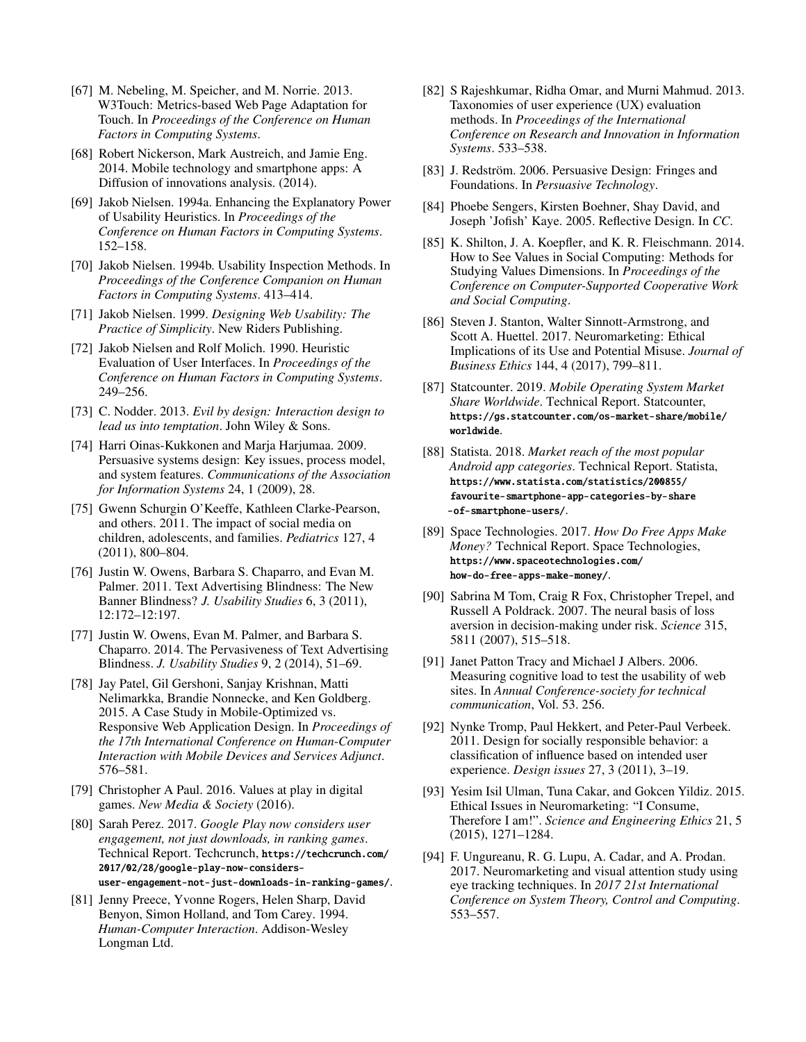[67] M. Nebeling, M. Speicher, and M. Norrie. 2013. W3Touch: Metrics-based Web Page Adaptation for Touch. In *Proceedings of the Conference on Human Factors in Computing Systems*.

[68] Robert Nickerson, Mark Austreich, and Jamie Eng. 2014. Mobile technology and smartphone apps: A Diffusion of innovations analysis. (2014).

[69] Jakob Nielsen. 1994a. Enhancing the Explanatory Power of Usability Heuristics. In *Proceedings of the Conference on Human Factors in Computing Systems*. 152–158.

[70] Jakob Nielsen. 1994b. Usability Inspection Methods. In *Proceedings of the Conference Companion on Human Factors in Computing Systems*. 413–414.

[71] Jakob Nielsen. 1999. *Designing Web Usability: The Practice of Simplicity*. New Riders Publishing.

[72] Jakob Nielsen and Rolf Molich. 1990. Heuristic Evaluation of User Interfaces. In *Proceedings of the Conference on Human Factors in Computing Systems*. 249–256.

[73] C. Nodder. 2013. *Evil by design: Interaction design to lead us into temptation*. John Wiley & Sons.

[74] Harri Oinas-Kukkonen and Marja Harjumaa. 2009. Persuasive systems design: Key issues, process model, and system features. *Communications of the Association for Information Systems* 24, 1 (2009), 28.

[75] Gwenn Schurgin O'Keeffe, Kathleen Clarke-Pearson, and others. 2011. The impact of social media on children, adolescents, and families. *Pediatrics* 127, 4 (2011), 800–804.

[76] Justin W. Owens, Barbara S. Chaparro, and Evan M. Palmer. 2011. Text Advertising Blindness: The New Banner Blindness? *J. Usability Studies* 6, 3 (2011), 12:172–12:197.

[77] Justin W. Owens, Evan M. Palmer, and Barbara S. Chaparro. 2014. The Pervasiveness of Text Advertising Blindness. *J. Usability Studies* 9, 2 (2014), 51–69.

[78] Jay Patel, Gil Gershoni, Sanjay Krishnan, Matti Nelimarkka, Brandie Nonnecke, and Ken Goldberg. 2015. A Case Study in Mobile-Optimized vs. Responsive Web Application Design. In *Proceedings of the 17th International Conference on Human-Computer Interaction with Mobile Devices and Services Adjunct*. 576–581.

[79] Christopher A Paul. 2016. Values at play in digital games. *New Media & Society* (2016).

[80] Sarah Perez. 2017. *Google Play now considers user engagement, not just downloads, in ranking games*. Technical Report. Techcrunch, `https://techcrunch.com/2017/02/28/google-play-now-considers-user-engagement-not-just-downloads-in-ranking-games/`.

[81] Jenny Preece, Yvonne Rogers, Helen Sharp, David Benyon, Simon Holland, and Tom Carey. 1994. *Human-Computer Interaction*. Addison-Wesley Longman Ltd.

[82] S Rajeshkumar, Ridha Omar, and Murni Mahmud. 2013. Taxonomies of user experience (UX) evaluation methods. In *Proceedings of the International Conference on Research and Innovation in Information Systems*. 533–538.

[83] J. Redström. 2006. Persuasive Design: Fringes and Foundations. In *Persuasive Technology*.

[84] Phoebe Sengers, Kirsten Boehner, Shay David, and Joseph 'Jofish' Kaye. 2005. Reflective Design. In *CC*.

[85] K. Shilton, J. A. Koepfler, and K. R. Fleischmann. 2014. How to See Values in Social Computing: Methods for Studying Values Dimensions. In *Proceedings of the Conference on Computer-Supported Cooperative Work and Social Computing*.

[86] Steven J. Stanton, Walter Sinnott-Armstrong, and Scott A. Huettel. 2017. Neuromarketing: Ethical Implications of its Use and Potential Misuse. *Journal of Business Ethics* 144, 4 (2017), 799–811.

[87] Statcounter. 2019. *Mobile Operating System Market Share Worldwide*. Technical Report. Statcounter, `https://gs.statcounter.com/os-market-share/mobile/worldwide`.

[88] Statista. 2018. *Market reach of the most popular Android app categories*. Technical Report. Statista, `https://www.statista.com/statistics/200855/favourite-smartphone-app-categories-by-share-of-smartphone-users/`.

[89] Space Technologies. 2017. *How Do Free Apps Make Money?* Technical Report. Space Technologies, `https://www.spaceotechnologies.com/how-do-free-apps-make-money/`.

[90] Sabrina M Tom, Craig R Fox, Christopher Trepel, and Russell A Poldrack. 2007. The neural basis of loss aversion in decision-making under risk. *Science* 315, 5811 (2007), 515–518.

[91] Janet Patton Tracy and Michael J Albers. 2006. Measuring cognitive load to test the usability of web sites. In *Annual Conference-society for technical communication*, Vol. 53. 256.

[92] Nynke Tromp, Paul Hekkert, and Peter-Paul Verbeek. 2011. Design for socially responsible behavior: a classification of influence based on intended user experience. *Design issues* 27, 3 (2011), 3–19.

[93] Yesim Isil Ulman, Tuna Cakar, and Gokcen Yildiz. 2015. Ethical Issues in Neuromarketing: "I Consume, Therefore I am!". *Science and Engineering Ethics* 21, 5 (2015), 1271–1284.

[94] F. Ungureanu, R. G. Lupu, A. Cadar, and A. Prodan. 2017. Neuromarketing and visual attention study using eye tracking techniques. In *2017 21st International Conference on System Theory, Control and Computing*. 553–557.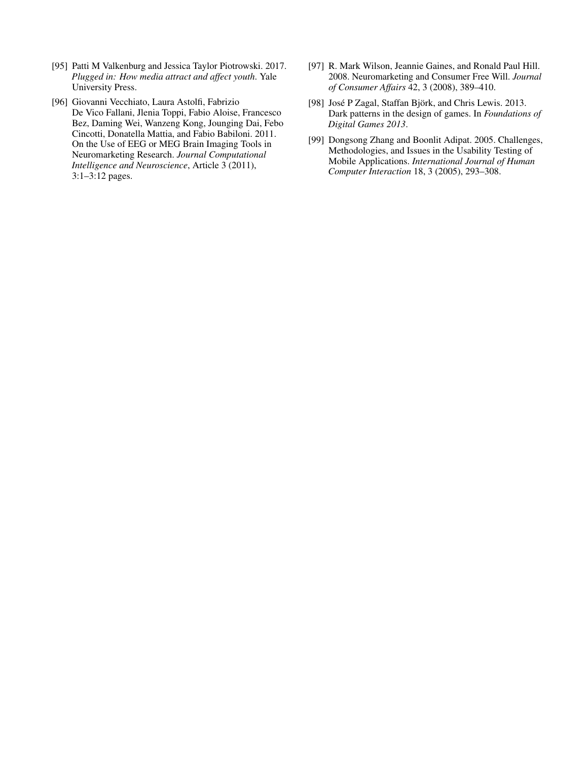[95] Patti M Valkenburg and Jessica Taylor Piotrowski. 2017. *Plugged in: How media attract and affect youth*. Yale University Press.

[96] Giovanni Vecchiato, Laura Astolfi, Fabrizio De Vico Fallani, Jlenia Toppi, Fabio Aloise, Francesco Bez, Daming Wei, Wanzeng Kong, Jounging Dai, Febo Cincotti, Donatella Mattia, and Fabio Babiloni. 2011. On the Use of EEG or MEG Brain Imaging Tools in Neuromarketing Research. *Journal Computational Intelligence and Neuroscience*, Article 3 (2011), 3:1–3:12 pages.

[97] R. Mark Wilson, Jeannie Gaines, and Ronald Paul Hill. 2008. Neuromarketing and Consumer Free Will. *Journal of Consumer Affairs* 42, 3 (2008), 389–410.

[98] José P Zagal, Staffan Björk, and Chris Lewis. 2013. Dark patterns in the design of games. In *Foundations of Digital Games 2013*.

[99] Dongsong Zhang and Boonlit Adipat. 2005. Challenges, Methodologies, and Issues in the Usability Testing of Mobile Applications. *International Journal of Human Computer Interaction* 18, 3 (2005), 293–308.